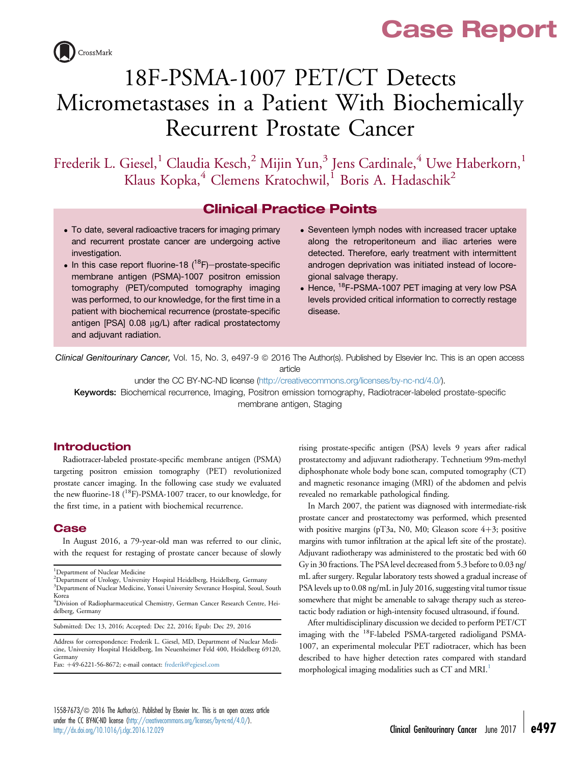Case Report

# 18F-PSMA-1007 PET/CT Detects Micrometastases in a Patient With Biochemically Recurrent Prostate Cancer

Frederik L. Giesel,[1] Claudia Kesch,[2] Mijin Yun,[3] Jens Cardinale,[4] Uwe Haberkorn,[1] Klaus Kopka,[4] Clemens Kratochwil,[1] Boris A. Hadaschik[2]

## Clinical Practice Points

- To date, several radioactive tracers for imaging primary and recurrent prostate cancer are undergoing active investigation.
- In this case report fluorine-18 ($^{18}$F)−prostate-specific membrane antigen (PSMA)-1007 positron emission tomography (PET)/computed tomography imaging was performed, to our knowledge, for the first time in a patient with biochemical recurrence (prostate-specific antigen [PSA] 0.08 μg/L) after radical prostatectomy and adjuvant radiation.
- Seventeen lymph nodes with increased tracer uptake along the retroperitoneum and iliac arteries were detected. Therefore, early treatment with intermittent androgen deprivation was initiated instead of locoregional salvage therapy.
- Hence, $^{18}$F-PSMA-1007 PET imaging at very low PSA levels provided critical information to correctly restage disease.

*Clinical Genitourinary Cancer,* Vol. 15, No. 3, e497-9 © 2016 The Author(s). Published by Elsevier Inc. This is an open access article under the CC BY-NC-ND license (http://creativecommons.org/licenses/by-nc-nd/4.0/).

**Keywords:** Biochemical recurrence, Imaging, Positron emission tomography, Radiotracer-labeled prostate-specific membrane antigen, Staging

## Introduction

Radiotracer-labeled prostate-specific membrane antigen (PSMA) targeting positron emission tomography (PET) revolutionized prostate cancer imaging. In the following case study we evaluated the new fluorine-18 ($^{18}$F)-PSMA-1007 tracer, to our knowledge, for the first time, in a patient with biochemical recurrence.

## Case

In August 2016, a 79-year-old man was referred to our clinic, with the request for restaging of prostate cancer because of slowly rising prostate-specific antigen (PSA) levels 9 years after radical prostatectomy and adjuvant radiotherapy. Technetium 99m-methyl diphosphonate whole body bone scan, computed tomography (CT) and magnetic resonance imaging (MRI) of the abdomen and pelvis revealed no remarkable pathological finding.

In March 2007, the patient was diagnosed with intermediate-risk prostate cancer and prostatectomy was performed, which presented with positive margins (pT3a, N0, M0; Gleason score 4+3; positive margins with tumor infiltration at the apical left site of the prostate). Adjuvant radiotherapy was administered to the prostatic bed with 60 Gy in 30 fractions. The PSA level decreased from 5.3 before to 0.03 ng/mL after surgery. Regular laboratory tests showed a gradual increase of PSA levels up to 0.08 ng/mL in July 2016, suggesting vital tumor tissue somewhere that might be amenable to salvage therapy such as stereotactic body radiation or high-intensity focused ultrasound, if found.

After multidisciplinary discussion we decided to perform PET/CT imaging with the $^{18}$F-labeled PSMA-targeted radioligand PSMA-1007, an experimental molecular PET radiotracer, which has been described to have higher detection rates compared with standard morphological imaging modalities such as CT and MRI.[1]

[1]Department of Nuclear Medicine
[2]Department of Urology, University Hospital Heidelberg, Heidelberg, Germany
[3]Department of Nuclear Medicine, Yonsei University Severance Hospital, Seoul, South Korea
[4]Division of Radiopharmaceutical Chemistry, German Cancer Research Centre, Heidelberg, Germany

Submitted: Dec 13, 2016; Accepted: Dec 22, 2016; Epub: Dec 29, 2016

Address for correspondence: Frederik L. Giesel, MD, Department of Nuclear Medicine, University Hospital Heidelberg, Im Neuenheimer Feld 400, Heidelberg 69120, Germany
Fax: +49-6221-56-8672; e-mail contact: frederik@egiesel.com

1558-7673/© 2016 The Author(s). Published by Elsevier Inc. This is an open access article under the CC BY-NC-ND license (http://creativecommons.org/licenses/by-nc-nd/4.0/).
http://dx.doi.org/10.1016/j.clgc.2016.12.029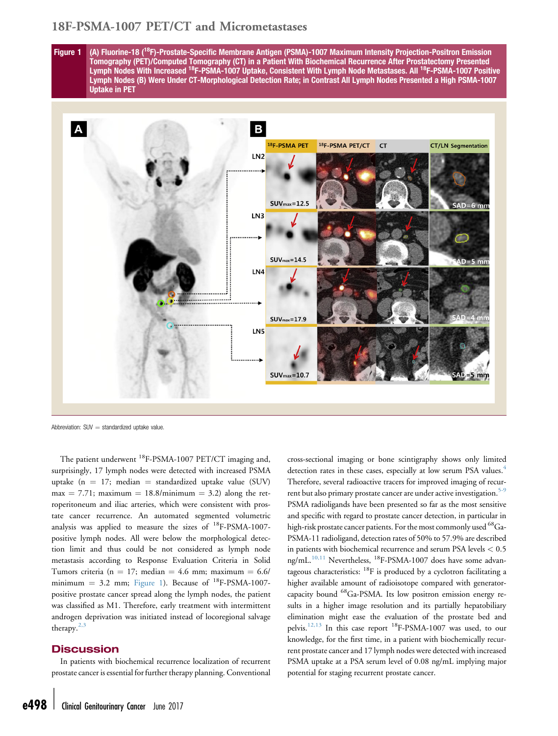**Figure 1** (A) Fluorine-18 ($^{18}$F)-Prostate-Specific Membrane Antigen (PSMA)-1007 Maximum Intensity Projection-Positron Emission Tomography (PET)/Computed Tomography (CT) in a Patient With Biochemical Recurrence After Prostatectomy Presented Lymph Nodes With Increased $^{18}$F-PSMA-1007 Uptake, Consistent With Lymph Node Metastases. All $^{18}$F-PSMA-1007 Positive Lymph Nodes (B) Were Under CT-Morphological Detection Rate; in Contrast All Lymph Nodes Presented a High PSMA-1007 Uptake in PET

Abbreviation: SUV = standardized uptake value.

The patient underwent $^{18}$F-PSMA-1007 PET/CT imaging and, surprisingly, 17 lymph nodes were detected with increased PSMA uptake (n = 17; median = standardized uptake value (SUV) max = 7.71; maximum = 18.8/minimum = 3.2) along the retroperitoneum and iliac arteries, which were consistent with prostate cancer recurrence. An automated segmented volumetric analysis was applied to measure the sizes of $^{18}$F-PSMA-1007-positive lymph nodes. All were below the morphological detection limit and thus could be not considered as lymph node metastasis according to Response Evaluation Criteria in Solid Tumors criteria (n = 17; median = 4.6 mm; maximum = 6.6/minimum = 3.2 mm; Figure 1). Because of $^{18}$F-PSMA-1007-positive prostate cancer spread along the lymph nodes, the patient was classified as M1. Therefore, early treatment with intermittent androgen deprivation was initiated instead of locoregional salvage therapy.[2,3]

## Discussion

In patients with biochemical recurrence localization of recurrent prostate cancer is essential for further therapy planning. Conventional cross-sectional imaging or bone scintigraphy shows only limited detection rates in these cases, especially at low serum PSA values.[4] Therefore, several radioactive tracers for improved imaging of recurrent but also primary prostate cancer are under active investigation.[5-9] PSMA radioligands have been presented so far as the most sensitive and specific with regard to prostate cancer detection, in particular in high-risk prostate cancer patients. For the most commonly used $^{68}$Ga-PSMA-11 radioligand, detection rates of 50% to 57.9% are described in patients with biochemical recurrence and serum PSA levels < 0.5 ng/mL.[10,11] Nevertheless, $^{18}$F-PSMA-1007 does have some advantageous characteristics: $^{18}$F is produced by a cyclotron facilitating a higher available amount of radioisotope compared with generator-capacity bound $^{68}$Ga-PSMA. Its low positron emission energy results in a higher image resolution and its partially hepatobiliary elimination might ease the evaluation of the prostate bed and pelvis.[12,13] In this case report $^{18}$F-PSMA-1007 was used, to our knowledge, for the first time, in a patient with biochemically recurrent prostate cancer and 17 lymph nodes were detected with increased PSMA uptake at a PSA serum level of 0.08 ng/mL implying major potential for staging recurrent prostate cancer.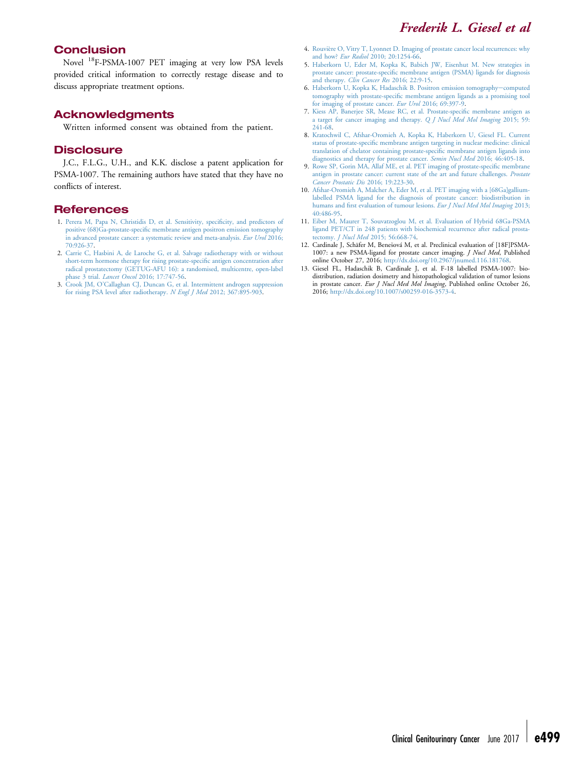## Conclusion

Novel $^{18}$F-PSMA-1007 PET imaging at very low PSA levels provided critical information to correctly restage disease and to discuss appropriate treatment options.

## Acknowledgments

Written informed consent was obtained from the patient.

## Disclosure

J.C., F.L.G., U.H., and K.K. disclose a patent application for PSMA-1007. The remaining authors have stated that they have no conflicts of interest.

## References

1. Perera M, Papa N, Christidis D, et al. Sensitivity, specificity, and predictors of positive (68)Ga-prostate-specific membrane antigen positron emission tomography in advanced prostate cancer: a systematic review and meta-analysis. *Eur Urol* 2016; 70:926-37.
2. Carrie C, Hasbini A, de Laroche G, et al. Salvage radiotherapy with or without short-term hormone therapy for rising prostate-specific antigen concentration after radical prostatectomy (GETUG-AFU 16): a randomised, multicentre, open-label phase 3 trial. *Lancet Oncol* 2016; 17:747-56.
3. Crook JM, O'Callaghan CJ, Duncan G, et al. Intermittent androgen suppression for rising PSA level after radiotherapy. *N Engl J Med* 2012; 367:895-903.
4. Rouvière O, Vitry T, Lyonnet D. Imaging of prostate cancer local recurrences: why and how? *Eur Radiol* 2010; 20:1254-66.
5. Haberkorn U, Eder M, Kopka K, Babich JW, Eisenhut M. New strategies in prostate cancer: prostate-specific membrane antigen (PSMA) ligands for diagnosis and therapy. *Clin Cancer Res* 2016; 22:9-15.
6. Haberkorn U, Kopka K, Hadaschik B. Positron emission tomography—computed tomography with prostate-specific membrane antigen ligands as a promising tool for imaging of prostate cancer. *Eur Urol* 2016; 69:397-9.
7. Kiess AP, Banerjee SR, Mease RC, et al. Prostate-specific membrane antigen as a target for cancer imaging and therapy. *Q J Nucl Med Mol Imaging* 2015; 59: 241-68.
8. Kratochwil C, Afshar-Oromieh A, Kopka K, Haberkorn U, Giesel FL. Current status of prostate-specific membrane antigen targeting in nuclear medicine: clinical translation of chelator containing prostate-specific membrane antigen ligands into diagnostics and therapy for prostate cancer. *Semin Nucl Med* 2016; 46:405-18.
9. Rowe SP, Gorin MA, Allaf ME, et al. PET imaging of prostate-specific membrane antigen in prostate cancer: current state of the art and future challenges. *Prostate Cancer Prostatic Dis* 2016; 19:223-30.
10. Afshar-Oromieh A, Malcher A, Eder M, et al. PET imaging with a [68Ga]gallium-labelled PSMA ligand for the diagnosis of prostate cancer: biodistribution in humans and first evaluation of tumour lesions. *Eur J Nucl Med Mol Imaging* 2013; 40:486-95.
11. Eiber M, Maurer T, Souvatzoglou M, et al. Evaluation of Hybrid 68Ga-PSMA ligand PET/CT in 248 patients with biochemical recurrence after radical prostatectomy. *J Nucl Med* 2015; 56:668-74.
12. Cardinale J, Schäfer M, Benešová M, et al. Preclinical evaluation of [18F]PSMA-1007: a new PSMA-ligand for prostate cancer imaging. *J Nucl Med*, Published online October 27, 2016; http://dx.doi.org/10.2967/jnumed.116.181768.
13. Giesel FL, Hadaschik B, Cardinale J, et al. F-18 labelled PSMA-1007: biodistribution, radiation dosimetry and histopathological validation of tumor lesions in prostate cancer. *Eur J Nucl Med Mol Imaging*, Published online October 26, 2016; http://dx.doi.org/10.1007/s00259-016-3573-4.